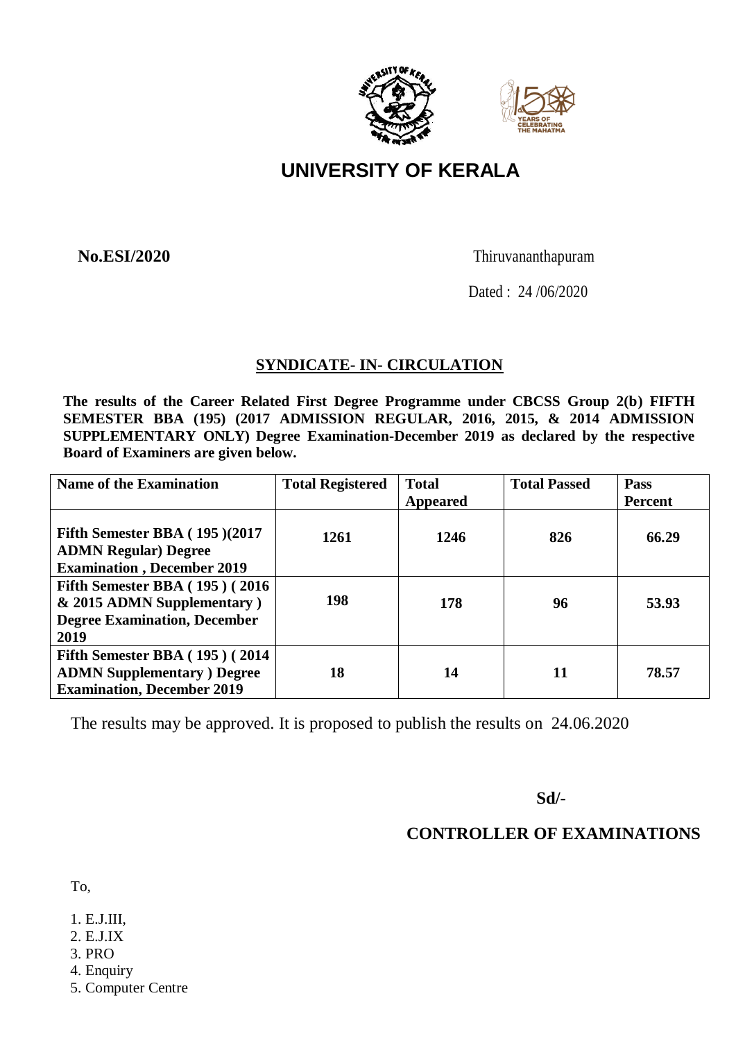# UNIVERSITY OF KERALA

**No.ESI/2020**

Thiruvananthapuram

Dated : 24 /06/2020

## SYNDICATE- IN- CIRCULATION

**The results of the Career Related First Degree Programme under CBCSS Group 2(b) FIFTH SEMESTER BBA (195) (2017 ADMISSION REGULAR, 2016, 2015, & 2014 ADMISSION SUPPLEMENTARY ONLY) Degree Examination-December 2019 as declared by the respective Board of Examiners are given below.**

| Name of the Examination | Total Registered | Total Appeared | Total Passed | Pass Percent |
|---|---|---|---|---|
| **Fifth Semester BBA ( 195 )(2017 ADMN Regular) Degree Examination , December 2019** | **1261** | **1246** | **826** | **66.29** |
| **Fifth Semester BBA ( 195 ) ( 2016 & 2015 ADMN Supplementary ) Degree Examination, December 2019** | **198** | **178** | **96** | **53.93** |
| **Fifth Semester BBA ( 195 ) ( 2014 ADMN Supplementary ) Degree Examination, December 2019** | **18** | **14** | **11** | **78.57** |

The results may be approved. It is proposed to publish the results on 24.06.2020

**Sd/-**

**CONTROLLER OF EXAMINATIONS**

To,

1. E.J.III,
2. E.J.IX
3. PRO
4. Enquiry
5. Computer Centre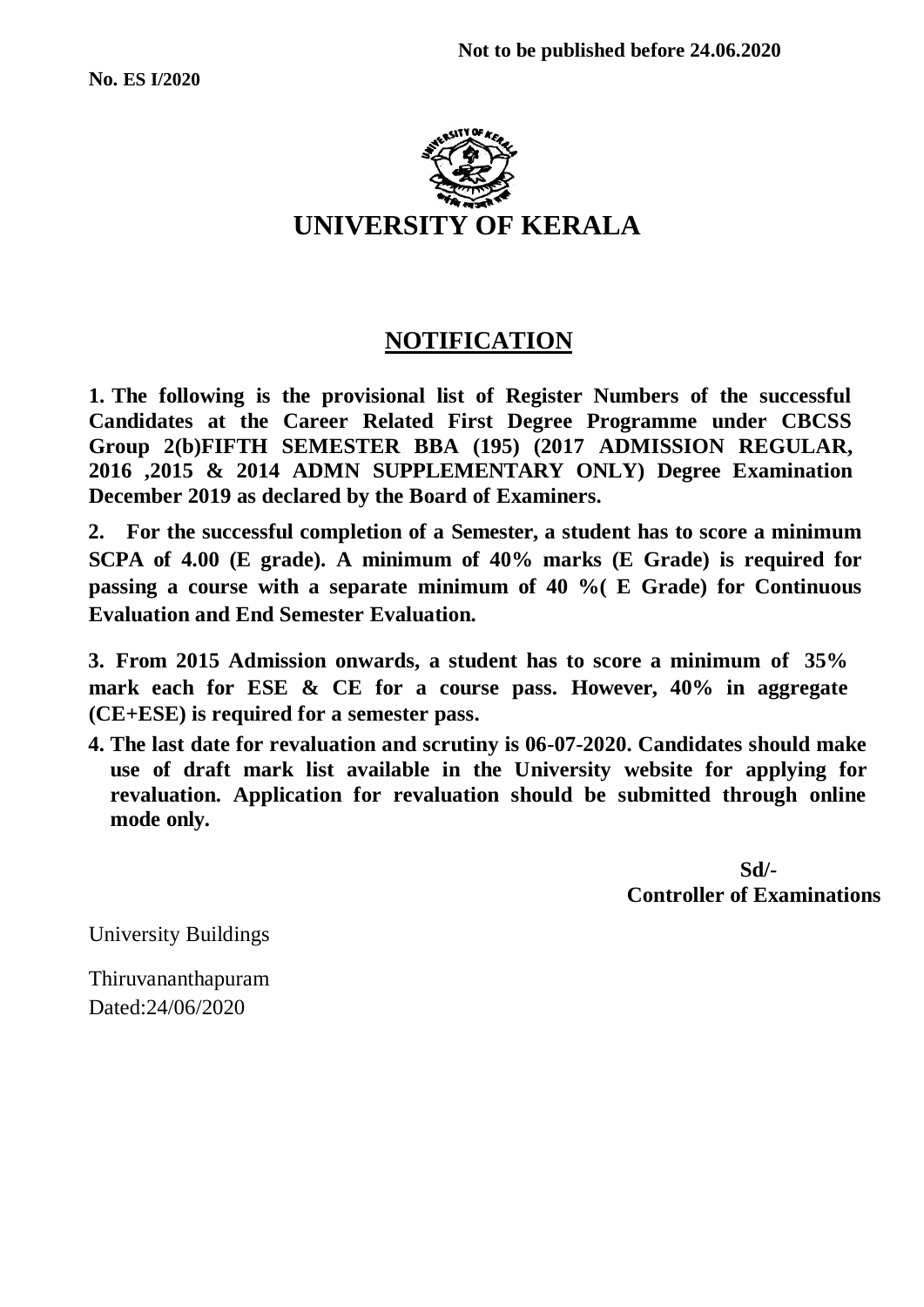Not to be published before 24.06.2020

**No. ES I/2020**

# UNIVERSITY OF KERALA

## NOTIFICATION

**1. The following is the provisional list of Register Numbers of the successful Candidates at the Career Related First Degree Programme under CBCSS Group 2(b)FIFTH SEMESTER BBA (195) (2017 ADMISSION REGULAR, 2016 ,2015 & 2014 ADMN SUPPLEMENTARY ONLY) Degree Examination December 2019 as declared by the Board of Examiners.**

**2. For the successful completion of a Semester, a student has to score a minimum SCPA of 4.00 (E grade). A minimum of 40% marks (E Grade) is required for passing a course with a separate minimum of 40 %( E Grade) for Continuous Evaluation and End Semester Evaluation.**

**3. From 2015 Admission onwards, a student has to score a minimum of 35% mark each for ESE & CE for a course pass. However, 40% in aggregate (CE+ESE) is required for a semester pass.**

**4. The last date for revaluation and scrutiny is 06-07-2020. Candidates should make use of draft mark list available in the University website for applying for revaluation. Application for revaluation should be submitted through online mode only.**

**Sd/-**
**Controller of Examinations**

University Buildings

Thiruvananthapuram
Dated:24/06/2020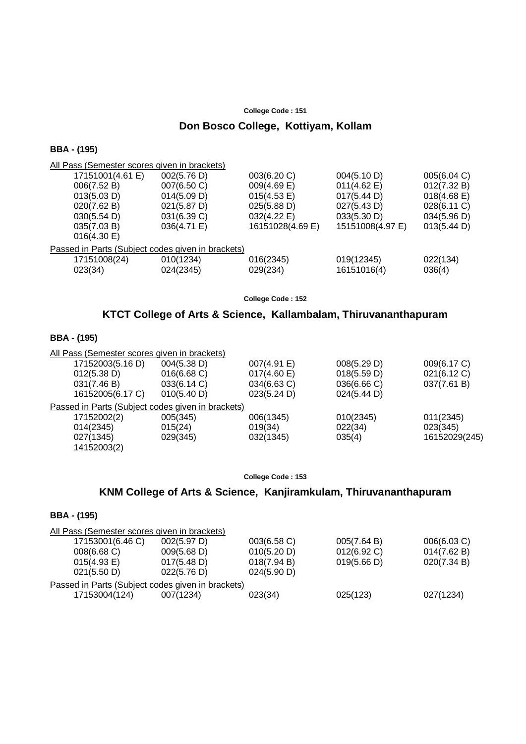**College Code : 151**

## Don Bosco College, Kottiyam, Kollam

**BBA - (195)**

All Pass (Semester scores given in brackets)

| | | | | |
|---|---|---|---|---|
| 17151001(4.61 E) | 002(5.76 D) | 003(6.20 C) | 004(5.10 D) | 005(6.04 C) |
| 006(7.52 B) | 007(6.50 C) | 009(4.69 E) | 011(4.62 E) | 012(7.32 B) |
| 013(5.03 D) | 014(5.09 D) | 015(4.53 E) | 017(5.44 D) | 018(4.68 E) |
| 020(7.62 B) | 021(5.87 D) | 025(5.88 D) | 027(5.43 D) | 028(6.11 C) |
| 030(5.54 D) | 031(6.39 C) | 032(4.22 E) | 033(5.30 D) | 034(5.96 D) |
| 035(7.03 B) | 036(4.71 E) | 16151028(4.69 E) | 15151008(4.97 E) | 013(5.44 D) |
| 016(4.30 E) | | | | |

Passed in Parts (Subject codes given in brackets)

| | | | | |
|---|---|---|---|---|
| 17151008(24) | 010(1234) | 016(2345) | 019(12345) | 022(134) |
| 023(34) | 024(2345) | 029(234) | 16151016(4) | 036(4) |

**College Code : 152**

## KTCT College of Arts & Science, Kallambalam, Thiruvananthapuram

**BBA - (195)**

All Pass (Semester scores given in brackets)

| | | | | |
|---|---|---|---|---|
| 17152003(5.16 D) | 004(5.38 D) | 007(4.91 E) | 008(5.29 D) | 009(6.17 C) |
| 012(5.38 D) | 016(6.68 C) | 017(4.60 E) | 018(5.59 D) | 021(6.12 C) |
| 031(7.46 B) | 033(6.14 C) | 034(6.63 C) | 036(6.66 C) | 037(7.61 B) |
| 16152005(6.17 C) | 010(5.40 D) | 023(5.24 D) | 024(5.44 D) | |

Passed in Parts (Subject codes given in brackets)

| | | | | |
|---|---|---|---|---|
| 17152002(2) | 005(345) | 006(1345) | 010(2345) | 011(2345) |
| 014(2345) | 015(24) | 019(34) | 022(34) | 023(345) |
| 027(1345) | 029(345) | 032(1345) | 035(4) | 16152029(245) |
| 14152003(2) | | | | |

**College Code : 153**

## KNM College of Arts & Science, Kanjiramkulam, Thiruvananthapuram

**BBA - (195)**

All Pass (Semester scores given in brackets)

| | | | | |
|---|---|---|---|---|
| 17153001(6.46 C) | 002(5.97 D) | 003(6.58 C) | 005(7.64 B) | 006(6.03 C) |
| 008(6.68 C) | 009(5.68 D) | 010(5.20 D) | 012(6.92 C) | 014(7.62 B) |
| 015(4.93 E) | 017(5.48 D) | 018(7.94 B) | 019(5.66 D) | 020(7.34 B) |
| 021(5.50 D) | 022(5.76 D) | 024(5.90 D) | | |

Passed in Parts (Subject codes given in brackets)

| | | | | |
|---|---|---|---|---|
| 17153004(124) | 007(1234) | 023(34) | 025(123) | 027(1234) |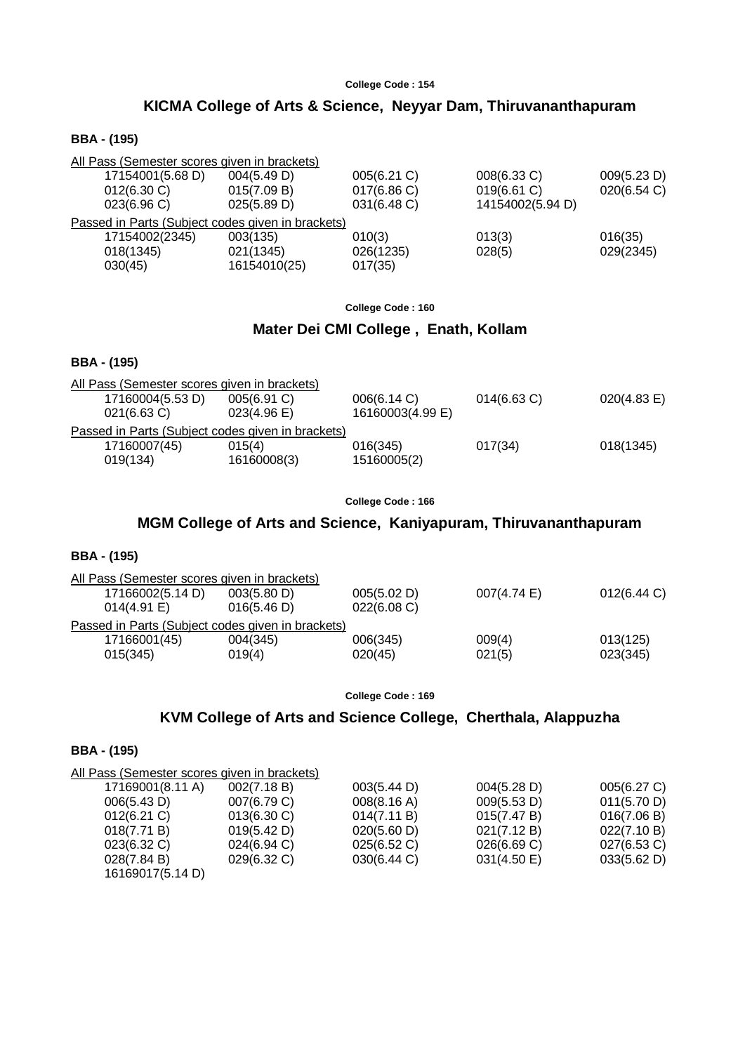College Code : 154

## KICMA College of Arts & Science, Neyyar Dam, Thiruvananthapuram

### BBA - (195)

All Pass (Semester scores given in brackets)

| | | | | |
|---|---|---|---|---|
| 17154001(5.68 D) | 004(5.49 D) | 005(6.21 C) | 008(6.33 C) | 009(5.23 D) |
| 012(6.30 C) | 015(7.09 B) | 017(6.86 C) | 019(6.61 C) | 020(6.54 C) |
| 023(6.96 C) | 025(5.89 D) | 031(6.48 C) | 14154002(5.94 D) | |

Passed in Parts (Subject codes given in brackets)

| | | | | |
|---|---|---|---|---|
| 17154002(2345) | 003(135) | 010(3) | 013(3) | 016(35) |
| 018(1345) | 021(1345) | 026(1235) | 028(5) | 029(2345) |
| 030(45) | 16154010(25) | 017(35) | | |

College Code : 160

## Mater Dei CMI College , Enath, Kollam

### BBA - (195)

All Pass (Semester scores given in brackets)

| | | | | |
|---|---|---|---|---|
| 17160004(5.53 D) | 005(6.91 C) | 006(6.14 C) | 014(6.63 C) | 020(4.83 E) |
| 021(6.63 C) | 023(4.96 E) | 16160003(4.99 E) | | |

Passed in Parts (Subject codes given in brackets)

| | | | | |
|---|---|---|---|---|
| 17160007(45) | 015(4) | 016(345) | 017(34) | 018(1345) |
| 019(134) | 16160008(3) | 15160005(2) | | |

College Code : 166

## MGM College of Arts and Science, Kaniyapuram, Thiruvananthapuram

### BBA - (195)

All Pass (Semester scores given in brackets)

| | | | | |
|---|---|---|---|---|
| 17166002(5.14 D) | 003(5.80 D) | 005(5.02 D) | 007(4.74 E) | 012(6.44 C) |
| 014(4.91 E) | 016(5.46 D) | 022(6.08 C) | | |

Passed in Parts (Subject codes given in brackets)

| | | | | |
|---|---|---|---|---|
| 17166001(45) | 004(345) | 006(345) | 009(4) | 013(125) |
| 015(345) | 019(4) | 020(45) | 021(5) | 023(345) |

College Code : 169

## KVM College of Arts and Science College, Cherthala, Alappuzha

### BBA - (195)

All Pass (Semester scores given in brackets)

| | | | | |
|---|---|---|---|---|
| 17169001(8.11 A) | 002(7.18 B) | 003(5.44 D) | 004(5.28 D) | 005(6.27 C) |
| 006(5.43 D) | 007(6.79 C) | 008(8.16 A) | 009(5.53 D) | 011(5.70 D) |
| 012(6.21 C) | 013(6.30 C) | 014(7.11 B) | 015(7.47 B) | 016(7.06 B) |
| 018(7.71 B) | 019(5.42 D) | 020(5.60 D) | 021(7.12 B) | 022(7.10 B) |
| 023(6.32 C) | 024(6.94 C) | 025(6.52 C) | 026(6.69 C) | 027(6.53 C) |
| 028(7.84 B) | 029(6.32 C) | 030(6.44 C) | 031(4.50 E) | 033(5.62 D) |
| 16169017(5.14 D) | | | | |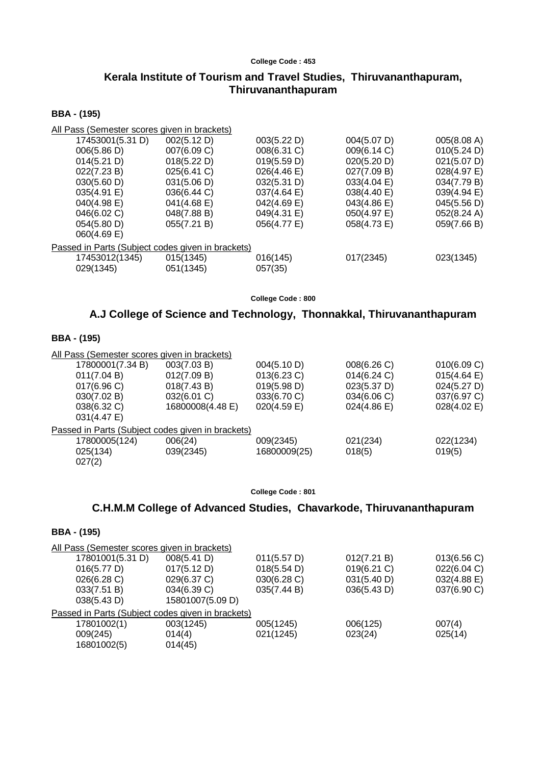College Code : 453

## Kerala Institute of Tourism and Travel Studies, Thiruvananthapuram, Thiruvananthapuram

### BBA - (195)

All Pass (Semester scores given in brackets)

| | | | | |
|---|---|---|---|---|
| 17453001(5.31 D) | 002(5.12 D) | 003(5.22 D) | 004(5.07 D) | 005(8.08 A) |
| 006(5.86 D) | 007(6.09 C) | 008(6.31 C) | 009(6.14 C) | 010(5.24 D) |
| 014(5.21 D) | 018(5.22 D) | 019(5.59 D) | 020(5.20 D) | 021(5.07 D) |
| 022(7.23 B) | 025(6.41 C) | 026(4.46 E) | 027(7.09 B) | 028(4.97 E) |
| 030(5.60 D) | 031(5.06 D) | 032(5.31 D) | 033(4.04 E) | 034(7.79 B) |
| 035(4.91 E) | 036(6.44 C) | 037(4.64 E) | 038(4.40 E) | 039(4.94 E) |
| 040(4.98 E) | 041(4.68 E) | 042(4.69 E) | 043(4.86 E) | 045(5.56 D) |
| 046(6.02 C) | 048(7.88 B) | 049(4.31 E) | 050(4.97 E) | 052(8.24 A) |
| 054(5.80 D) | 055(7.21 B) | 056(4.77 E) | 058(4.73 E) | 059(7.66 B) |
| 060(4.69 E) | | | | |

Passed in Parts (Subject codes given in brackets)

| | | | | |
|---|---|---|---|---|
| 17453012(1345) | 015(1345) | 016(145) | 017(2345) | 023(1345) |
| 029(1345) | 051(1345) | 057(35) | | |

College Code : 800

## A.J College of Science and Technology, Thonnakkal, Thiruvananthapuram

### BBA - (195)

All Pass (Semester scores given in brackets)

| | | | | |
|---|---|---|---|---|
| 17800001(7.34 B) | 003(7.03 B) | 004(5.10 D) | 008(6.26 C) | 010(6.09 C) |
| 011(7.04 B) | 012(7.09 B) | 013(6.23 C) | 014(6.24 C) | 015(4.64 E) |
| 017(6.96 C) | 018(7.43 B) | 019(5.98 D) | 023(5.37 D) | 024(5.27 D) |
| 030(7.02 B) | 032(6.01 C) | 033(6.70 C) | 034(6.06 C) | 037(6.97 C) |
| 038(6.32 C) | 16800008(4.48 E) | 020(4.59 E) | 024(4.86 E) | 028(4.02 E) |
| 031(4.47 E) | | | | |

Passed in Parts (Subject codes given in brackets)

| | | | | |
|---|---|---|---|---|
| 17800005(124) | 006(24) | 009(2345) | 021(234) | 022(1234) |
| 025(134) | 039(2345) | 16800009(25) | 018(5) | 019(5) |
| 027(2) | | | | |

College Code : 801

## C.H.M.M College of Advanced Studies, Chavarkode, Thiruvananthapuram

### BBA - (195)

All Pass (Semester scores given in brackets)

| | | | | |
|---|---|---|---|---|
| 17801001(5.31 D) | 008(5.41 D) | 011(5.57 D) | 012(7.21 B) | 013(6.56 C) |
| 016(5.77 D) | 017(5.12 D) | 018(5.54 D) | 019(6.21 C) | 022(6.04 C) |
| 026(6.28 C) | 029(6.37 C) | 030(6.28 C) | 031(5.40 D) | 032(4.88 E) |
| 033(7.51 B) | 034(6.39 C) | 035(7.44 B) | 036(5.43 D) | 037(6.90 C) |
| 038(5.43 D) | 15801007(5.09 D) | | | |

Passed in Parts (Subject codes given in brackets)

| | | | | |
|---|---|---|---|---|
| 17801002(1) | 003(1245) | 005(1245) | 006(125) | 007(4) |
| 009(245) | 014(4) | 021(1245) | 023(24) | 025(14) |
| 16801002(5) | 014(45) | | | |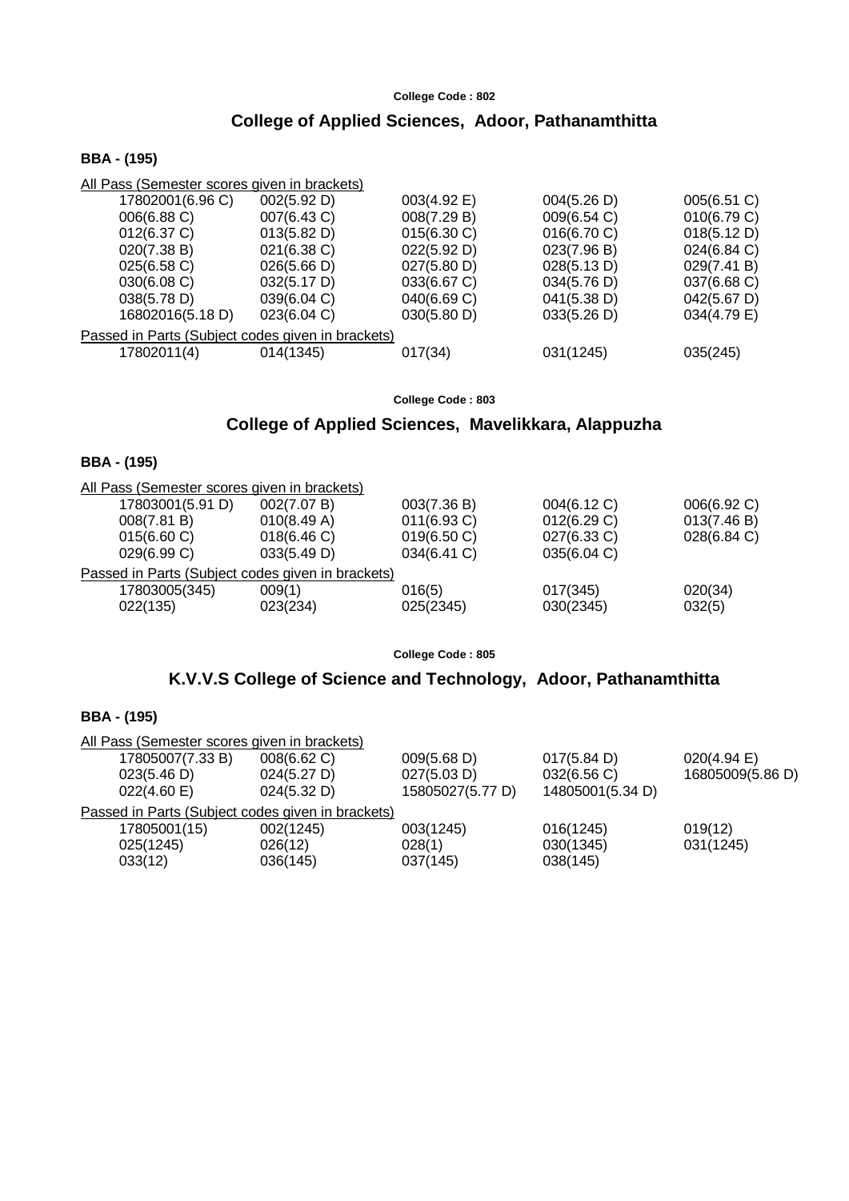College Code : 802

## College of Applied Sciences, Adoor, Pathanamthitta

**BBA - (195)**

All Pass (Semester scores given in brackets)

| | | | | |
|---|---|---|---|---|
| 17802001(6.96 C) | 002(5.92 D) | 003(4.92 E) | 004(5.26 D) | 005(6.51 C) |
| 006(6.88 C) | 007(6.43 C) | 008(7.29 B) | 009(6.54 C) | 010(6.79 C) |
| 012(6.37 C) | 013(5.82 D) | 015(6.30 C) | 016(6.70 C) | 018(5.12 D) |
| 020(7.38 B) | 021(6.38 C) | 022(5.92 D) | 023(7.96 B) | 024(6.84 C) |
| 025(6.58 C) | 026(5.66 D) | 027(5.80 D) | 028(5.13 D) | 029(7.41 B) |
| 030(6.08 C) | 032(5.17 D) | 033(6.67 C) | 034(5.76 D) | 037(6.68 C) |
| 038(5.78 D) | 039(6.04 C) | 040(6.69 C) | 041(5.38 D) | 042(5.67 D) |
| 16802016(5.18 D) | 023(6.04 C) | 030(5.80 D) | 033(5.26 D) | 034(4.79 E) |

Passed in Parts (Subject codes given in brackets)

| | | | | |
|---|---|---|---|---|
| 17802011(4) | 014(1345) | 017(34) | 031(1245) | 035(245) |

College Code : 803

## College of Applied Sciences, Mavelikkara, Alappuzha

**BBA - (195)**

All Pass (Semester scores given in brackets)

| | | | | |
|---|---|---|---|---|
| 17803001(5.91 D) | 002(7.07 B) | 003(7.36 B) | 004(6.12 C) | 006(6.92 C) |
| 008(7.81 B) | 010(8.49 A) | 011(6.93 C) | 012(6.29 C) | 013(7.46 B) |
| 015(6.60 C) | 018(6.46 C) | 019(6.50 C) | 027(6.33 C) | 028(6.84 C) |
| 029(6.99 C) | 033(5.49 D) | 034(6.41 C) | 035(6.04 C) | |

Passed in Parts (Subject codes given in brackets)

| | | | | |
|---|---|---|---|---|
| 17803005(345) | 009(1) | 016(5) | 017(345) | 020(34) |
| 022(135) | 023(234) | 025(2345) | 030(2345) | 032(5) |

College Code : 805

## K.V.V.S College of Science and Technology, Adoor, Pathanamthitta

**BBA - (195)**

All Pass (Semester scores given in brackets)

| | | | | |
|---|---|---|---|---|
| 17805007(7.33 B) | 008(6.62 C) | 009(5.68 D) | 017(5.84 D) | 020(4.94 E) |
| 023(5.46 D) | 024(5.27 D) | 027(5.03 D) | 032(6.56 C) | 16805009(5.86 D) |
| 022(4.60 E) | 024(5.32 D) | 15805027(5.77 D) | 14805001(5.34 D) | |

Passed in Parts (Subject codes given in brackets)

| | | | | |
|---|---|---|---|---|
| 17805001(15) | 002(1245) | 003(1245) | 016(1245) | 019(12) |
| 025(1245) | 026(12) | 028(1) | 030(1345) | 031(1245) |
| 033(12) | 036(145) | 037(145) | 038(145) | |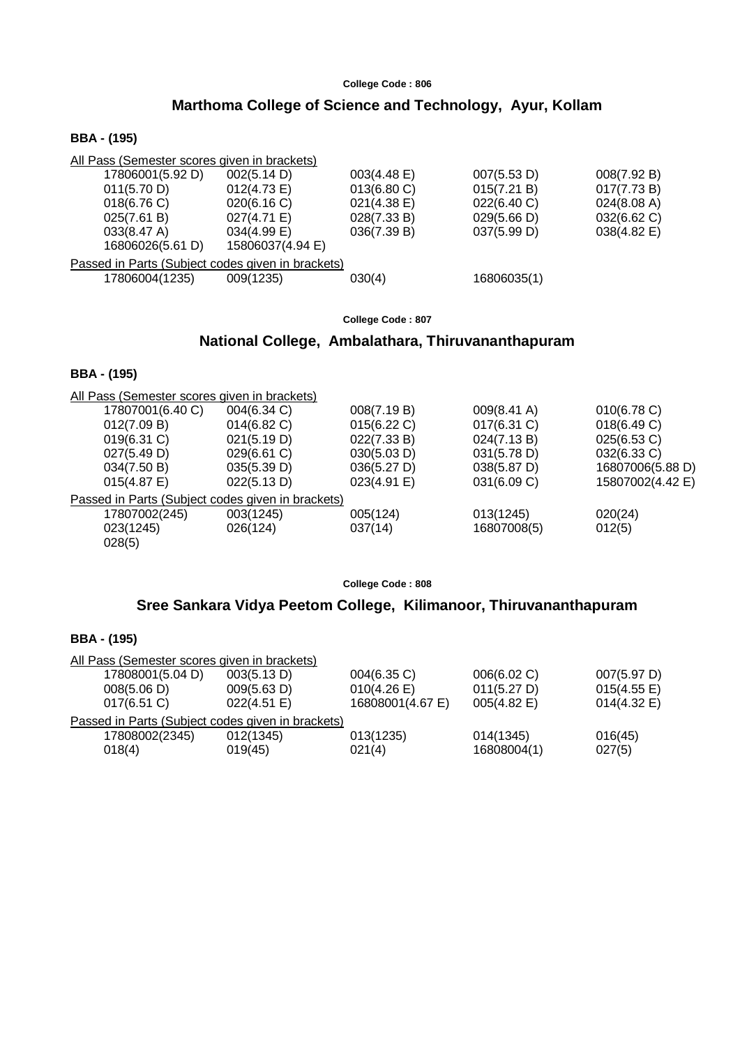College Code : 806

## Marthoma College of Science and Technology, Ayur, Kollam

**BBA - (195)**

All Pass (Semester scores given in brackets)

| | | | | |
|---|---|---|---|---|
| 17806001(5.92 D) | 002(5.14 D) | 003(4.48 E) | 007(5.53 D) | 008(7.92 B) |
| 011(5.70 D) | 012(4.73 E) | 013(6.80 C) | 015(7.21 B) | 017(7.73 B) |
| 018(6.76 C) | 020(6.16 C) | 021(4.38 E) | 022(6.40 C) | 024(8.08 A) |
| 025(7.61 B) | 027(4.71 E) | 028(7.33 B) | 029(5.66 D) | 032(6.62 C) |
| 033(8.47 A) | 034(4.99 E) | 036(7.39 B) | 037(5.99 D) | 038(4.82 E) |
| 16806026(5.61 D) | 15806037(4.94 E) | | | |

Passed in Parts (Subject codes given in brackets)

| | | | |
|---|---|---|---|
| 17806004(1235) | 009(1235) | 030(4) | 16806035(1) |

College Code : 807

## National College, Ambalathara, Thiruvananthapuram

**BBA - (195)**

All Pass (Semester scores given in brackets)

| | | | | |
|---|---|---|---|---|
| 17807001(6.40 C) | 004(6.34 C) | 008(7.19 B) | 009(8.41 A) | 010(6.78 C) |
| 012(7.09 B) | 014(6.82 C) | 015(6.22 C) | 017(6.31 C) | 018(6.49 C) |
| 019(6.31 C) | 021(5.19 D) | 022(7.33 B) | 024(7.13 B) | 025(6.53 C) |
| 027(5.49 D) | 029(6.61 C) | 030(5.03 D) | 031(5.78 D) | 032(6.33 C) |
| 034(7.50 B) | 035(5.39 D) | 036(5.27 D) | 038(5.87 D) | 16807006(5.88 D) |
| 015(4.87 E) | 022(5.13 D) | 023(4.91 E) | 031(6.09 C) | 15807002(4.42 E) |

Passed in Parts (Subject codes given in brackets)

| | | | | |
|---|---|---|---|---|
| 17807002(245) | 003(1245) | 005(124) | 013(1245) | 020(24) |
| 023(1245) | 026(124) | 037(14) | 16807008(5) | 012(5) |
| 028(5) | | | | |

College Code : 808

## Sree Sankara Vidya Peetom College, Kilimanoor, Thiruvananthapuram

**BBA - (195)**

All Pass (Semester scores given in brackets)

| | | | | |
|---|---|---|---|---|
| 17808001(5.04 D) | 003(5.13 D) | 004(6.35 C) | 006(6.02 C) | 007(5.97 D) |
| 008(5.06 D) | 009(5.63 D) | 010(4.26 E) | 011(5.27 D) | 015(4.55 E) |
| 017(6.51 C) | 022(4.51 E) | 16808001(4.67 E) | 005(4.82 E) | 014(4.32 E) |

Passed in Parts (Subject codes given in brackets)

| | | | | |
|---|---|---|---|---|
| 17808002(2345) | 012(1345) | 013(1235) | 014(1345) | 016(45) |
| 018(4) | 019(45) | 021(4) | 16808004(1) | 027(5) |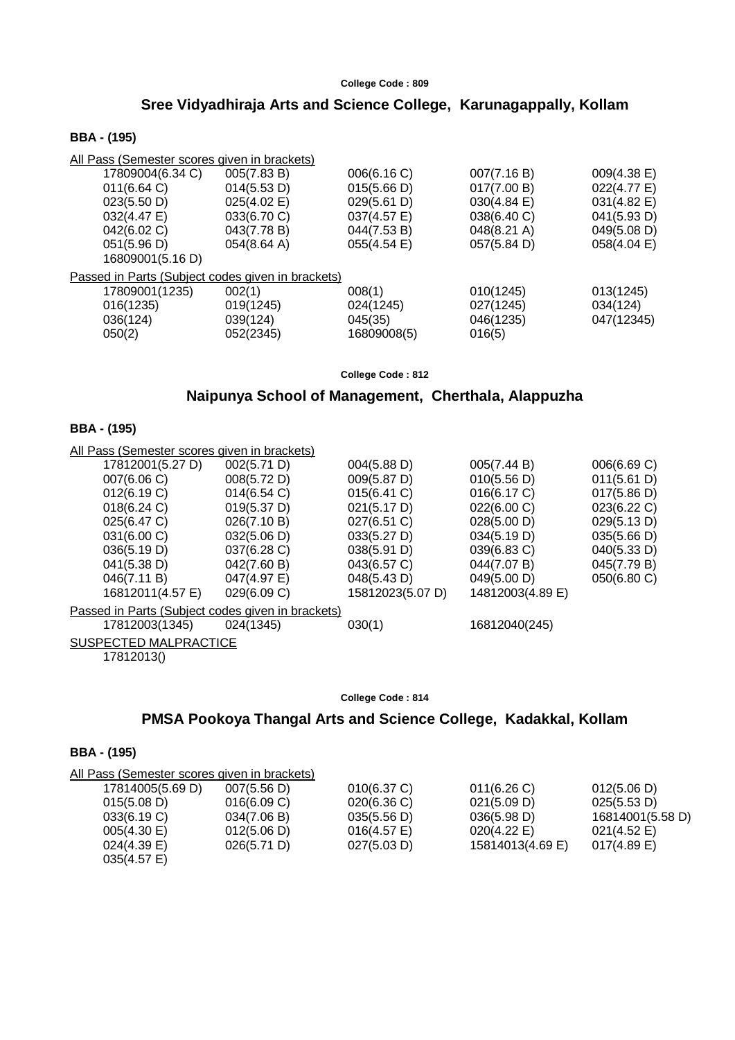**College Code : 809**

## Sree Vidyadhiraja Arts and Science College, Karunagappally, Kollam

**BBA - (195)**

All Pass (Semester scores given in brackets)

| | | | | |
|---|---|---|---|---|
| 17809004(6.34 C) | 005(7.83 B) | 006(6.16 C) | 007(7.16 B) | 009(4.38 E) |
| 011(6.64 C) | 014(5.53 D) | 015(5.66 D) | 017(7.00 B) | 022(4.77 E) |
| 023(5.50 D) | 025(4.02 E) | 029(5.61 D) | 030(4.84 E) | 031(4.82 E) |
| 032(4.47 E) | 033(6.70 C) | 037(4.57 E) | 038(6.40 C) | 041(5.93 D) |
| 042(6.02 C) | 043(7.78 B) | 044(7.53 B) | 048(8.21 A) | 049(5.08 D) |
| 051(5.96 D) | 054(8.64 A) | 055(4.54 E) | 057(5.84 D) | 058(4.04 E) |
| 16809001(5.16 D) | | | | |

Passed in Parts (Subject codes given in brackets)

| | | | | |
|---|---|---|---|---|
| 17809001(1235) | 002(1) | 008(1) | 010(1245) | 013(1245) |
| 016(1235) | 019(1245) | 024(1245) | 027(1245) | 034(124) |
| 036(124) | 039(124) | 045(35) | 046(1235) | 047(12345) |
| 050(2) | 052(2345) | 16809008(5) | 016(5) | |

**College Code : 812**

## Naipunya School of Management, Cherthala, Alappuzha

**BBA - (195)**

All Pass (Semester scores given in brackets)

| | | | | |
|---|---|---|---|---|
| 17812001(5.27 D) | 002(5.71 D) | 004(5.88 D) | 005(7.44 B) | 006(6.69 C) |
| 007(6.06 C) | 008(5.72 D) | 009(5.87 D) | 010(5.56 D) | 011(5.61 D) |
| 012(6.19 C) | 014(6.54 C) | 015(6.41 C) | 016(6.17 C) | 017(5.86 D) |
| 018(6.24 C) | 019(5.37 D) | 021(5.17 D) | 022(6.00 C) | 023(6.22 C) |
| 025(6.47 C) | 026(7.10 B) | 027(6.51 C) | 028(5.00 D) | 029(5.13 D) |
| 031(6.00 C) | 032(5.06 D) | 033(5.27 D) | 034(5.19 D) | 035(5.66 D) |
| 036(5.19 D) | 037(6.28 C) | 038(5.91 D) | 039(6.83 C) | 040(5.33 D) |
| 041(5.38 D) | 042(7.60 B) | 043(6.57 C) | 044(7.07 B) | 045(7.79 B) |
| 046(7.11 B) | 047(4.97 E) | 048(5.43 D) | 049(5.00 D) | 050(6.80 C) |
| 16812011(4.57 E) | 029(6.09 C) | 15812023(5.07 D) | 14812003(4.89 E) | |

Passed in Parts (Subject codes given in brackets)

| | | | |
|---|---|---|---|
| 17812003(1345) | 024(1345) | 030(1) | 16812040(245) |

SUSPECTED MALPRACTICE

17812013()

**College Code : 814**

## PMSA Pookoya Thangal Arts and Science College, Kadakkal, Kollam

**BBA - (195)**

All Pass (Semester scores given in brackets)

| | | | | |
|---|---|---|---|---|
| 17814005(5.69 D) | 007(5.56 D) | 010(6.37 C) | 011(6.26 C) | 012(5.06 D) |
| 015(5.08 D) | 016(6.09 C) | 020(6.36 C) | 021(5.09 D) | 025(5.53 D) |
| 033(6.19 C) | 034(7.06 B) | 035(5.56 D) | 036(5.98 D) | 16814001(5.58 D) |
| 005(4.30 E) | 012(5.06 D) | 016(4.57 E) | 020(4.22 E) | 021(4.52 E) |
| 024(4.39 E) | 026(5.71 D) | 027(5.03 D) | 15814013(4.69 E) | 017(4.89 E) |
| 035(4.57 E) | | | | |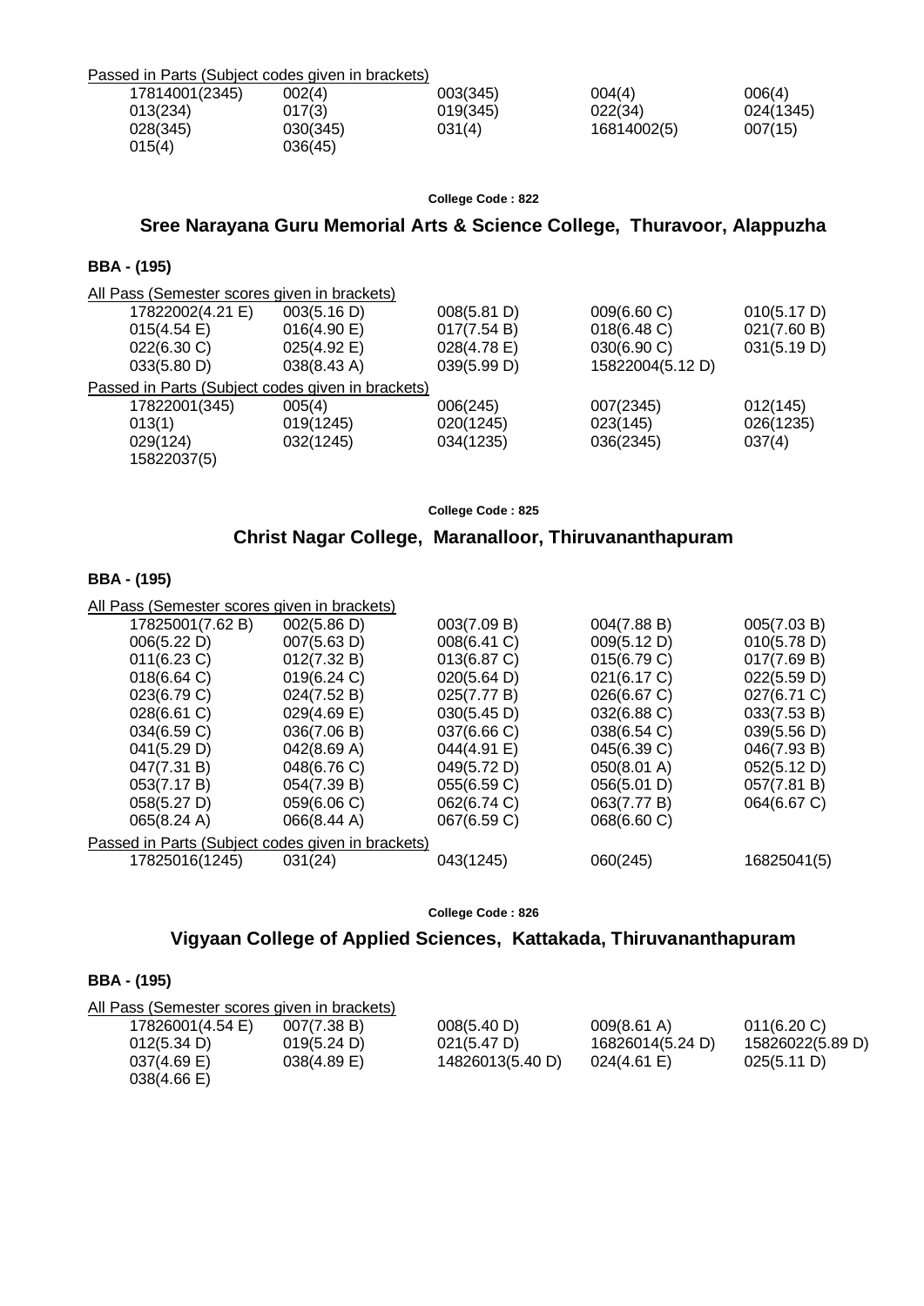Passed in Parts (Subject codes given in brackets)

| | | | | |
|---|---|---|---|---|
| 17814001(2345) | 002(4) | 003(345) | 004(4) | 006(4) |
| 013(234) | 017(3) | 019(345) | 022(34) | 024(1345) |
| 028(345) | 030(345) | 031(4) | 16814002(5) | 007(15) |
| 015(4) | 036(45) | | | |

**College Code : 822**

## Sree Narayana Guru Memorial Arts & Science College, Thuravoor, Alappuzha

### BBA - (195)

All Pass (Semester scores given in brackets)

| | | | | |
|---|---|---|---|---|
| 17822002(4.21 E) | 003(5.16 D) | 008(5.81 D) | 009(6.60 C) | 010(5.17 D) |
| 015(4.54 E) | 016(4.90 E) | 017(7.54 B) | 018(6.48 C) | 021(7.60 B) |
| 022(6.30 C) | 025(4.92 E) | 028(4.78 E) | 030(6.90 C) | 031(5.19 D) |
| 033(5.80 D) | 038(8.43 A) | 039(5.99 D) | 15822004(5.12 D) | |

Passed in Parts (Subject codes given in brackets)

| | | | | |
|---|---|---|---|---|
| 17822001(345) | 005(4) | 006(245) | 007(2345) | 012(145) |
| 013(1) | 019(1245) | 020(1245) | 023(145) | 026(1235) |
| 029(124) | 032(1245) | 034(1235) | 036(2345) | 037(4) |
| 15822037(5) | | | | |

**College Code : 825**

## Christ Nagar College, Maranalloor, Thiruvananthapuram

### BBA - (195)

All Pass (Semester scores given in brackets)

| | | | | |
|---|---|---|---|---|
| 17825001(7.62 B) | 002(5.86 D) | 003(7.09 B) | 004(7.88 B) | 005(7.03 B) |
| 006(5.22 D) | 007(5.63 D) | 008(6.41 C) | 009(5.12 D) | 010(5.78 D) |
| 011(6.23 C) | 012(7.32 B) | 013(6.87 C) | 015(6.79 C) | 017(7.69 B) |
| 018(6.64 C) | 019(6.24 C) | 020(5.64 D) | 021(6.17 C) | 022(5.59 D) |
| 023(6.79 C) | 024(7.52 B) | 025(7.77 B) | 026(6.67 C) | 027(6.71 C) |
| 028(6.61 C) | 029(4.69 E) | 030(5.45 D) | 032(6.88 C) | 033(7.53 B) |
| 034(6.59 C) | 036(7.06 B) | 037(6.66 C) | 038(6.54 C) | 039(5.56 D) |
| 041(5.29 D) | 042(8.69 A) | 044(4.91 E) | 045(6.39 C) | 046(7.93 B) |
| 047(7.31 B) | 048(6.76 C) | 049(5.72 D) | 050(8.01 A) | 052(5.12 D) |
| 053(7.17 B) | 054(7.39 B) | 055(6.59 C) | 056(5.01 D) | 057(7.81 B) |
| 058(5.27 D) | 059(6.06 C) | 062(6.74 C) | 063(7.77 B) | 064(6.67 C) |
| 065(8.24 A) | 066(8.44 A) | 067(6.59 C) | 068(6.60 C) | |

Passed in Parts (Subject codes given in brackets)

| | | | | |
|---|---|---|---|---|
| 17825016(1245) | 031(24) | 043(1245) | 060(245) | 16825041(5) |

**College Code : 826**

## Vigyaan College of Applied Sciences, Kattakada, Thiruvananthapuram

### BBA - (195)

All Pass (Semester scores given in brackets)

| | | | | |
|---|---|---|---|---|
| 17826001(4.54 E) | 007(7.38 B) | 008(5.40 D) | 009(8.61 A) | 011(6.20 C) |
| 012(5.34 D) | 019(5.24 D) | 021(5.47 D) | 16826014(5.24 D) | 15826022(5.89 D) |
| 037(4.69 E) | 038(4.89 E) | 14826013(5.40 D) | 024(4.61 E) | 025(5.11 D) |
| 038(4.66 E) | | | | |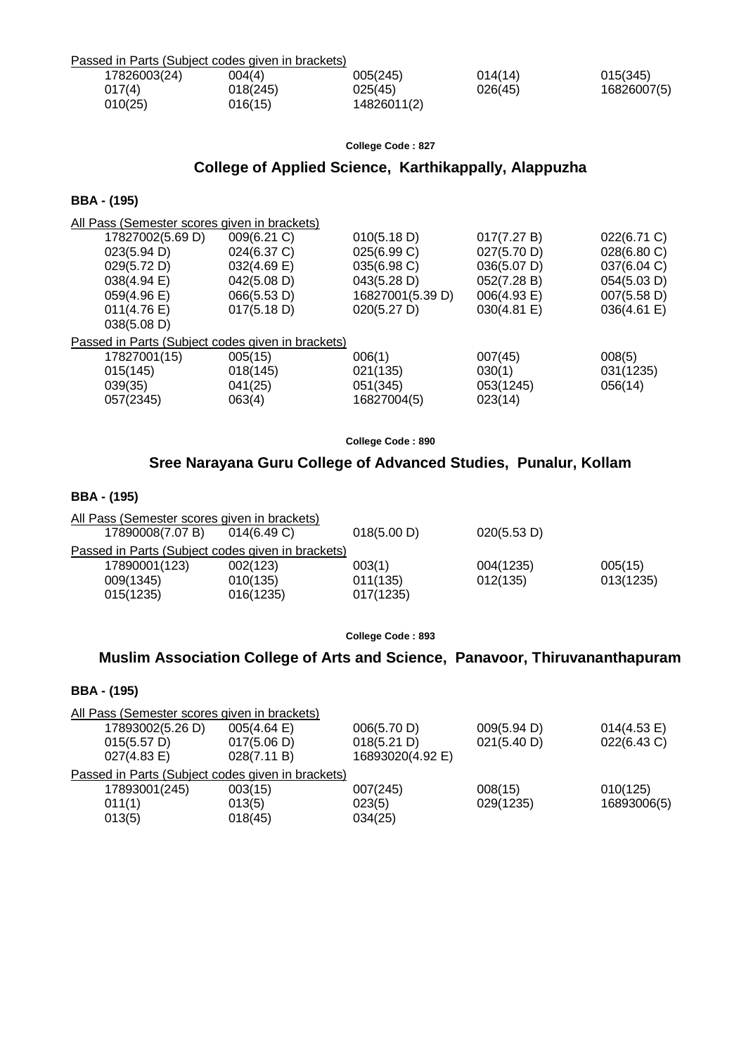Passed in Parts (Subject codes given in brackets)

| | | | | |
|---|---|---|---|---|
| 17826003(24) | 004(4) | 005(245) | 014(14) | 015(345) |
| 017(4) | 018(245) | 025(45) | 026(45) | 16826007(5) |
| 010(25) | 016(15) | 14826011(2) | | |

**College Code : 827**

## College of Applied Science, Karthikappally, Alappuzha

### BBA - (195)

All Pass (Semester scores given in brackets)

| | | | | |
|---|---|---|---|---|
| 17827002(5.69 D) | 009(6.21 C) | 010(5.18 D) | 017(7.27 B) | 022(6.71 C) |
| 023(5.94 D) | 024(6.37 C) | 025(6.99 C) | 027(5.70 D) | 028(6.80 C) |
| 029(5.72 D) | 032(4.69 E) | 035(6.98 C) | 036(5.07 D) | 037(6.04 C) |
| 038(4.94 E) | 042(5.08 D) | 043(5.28 D) | 052(7.28 B) | 054(5.03 D) |
| 059(4.96 E) | 066(5.53 D) | 16827001(5.39 D) | 006(4.93 E) | 007(5.58 D) |
| 011(4.76 E) | 017(5.18 D) | 020(5.27 D) | 030(4.81 E) | 036(4.61 E) |
| 038(5.08 D) | | | | |

Passed in Parts (Subject codes given in brackets)

| | | | | |
|---|---|---|---|---|
| 17827001(15) | 005(15) | 006(1) | 007(45) | 008(5) |
| 015(145) | 018(145) | 021(135) | 030(1) | 031(1235) |
| 039(35) | 041(25) | 051(345) | 053(1245) | 056(14) |
| 057(2345) | 063(4) | 16827004(5) | 023(14) | |

**College Code : 890**

## Sree Narayana Guru College of Advanced Studies, Punalur, Kollam

### BBA - (195)

All Pass (Semester scores given in brackets)

| | | | |
|---|---|---|---|
| 17890008(7.07 B) | 014(6.49 C) | 018(5.00 D) | 020(5.53 D) |

Passed in Parts (Subject codes given in brackets)

| | | | | |
|---|---|---|---|---|
| 17890001(123) | 002(123) | 003(1) | 004(1235) | 005(15) |
| 009(1345) | 010(135) | 011(135) | 012(135) | 013(1235) |
| 015(1235) | 016(1235) | 017(1235) | | |

**College Code : 893**

## Muslim Association College of Arts and Science, Panavoor, Thiruvananthapuram

### BBA - (195)

All Pass (Semester scores given in brackets)

| | | | | |
|---|---|---|---|---|
| 17893002(5.26 D) | 005(4.64 E) | 006(5.70 D) | 009(5.94 D) | 014(4.53 E) |
| 015(5.57 D) | 017(5.06 D) | 018(5.21 D) | 021(5.40 D) | 022(6.43 C) |
| 027(4.83 E) | 028(7.11 B) | 16893020(4.92 E) | | |

Passed in Parts (Subject codes given in brackets)

| | | | | |
|---|---|---|---|---|
| 17893001(245) | 003(15) | 007(245) | 008(15) | 010(125) |
| 011(1) | 013(5) | 023(5) | 029(1235) | 16893006(5) |
| 013(5) | 018(45) | 034(25) | | |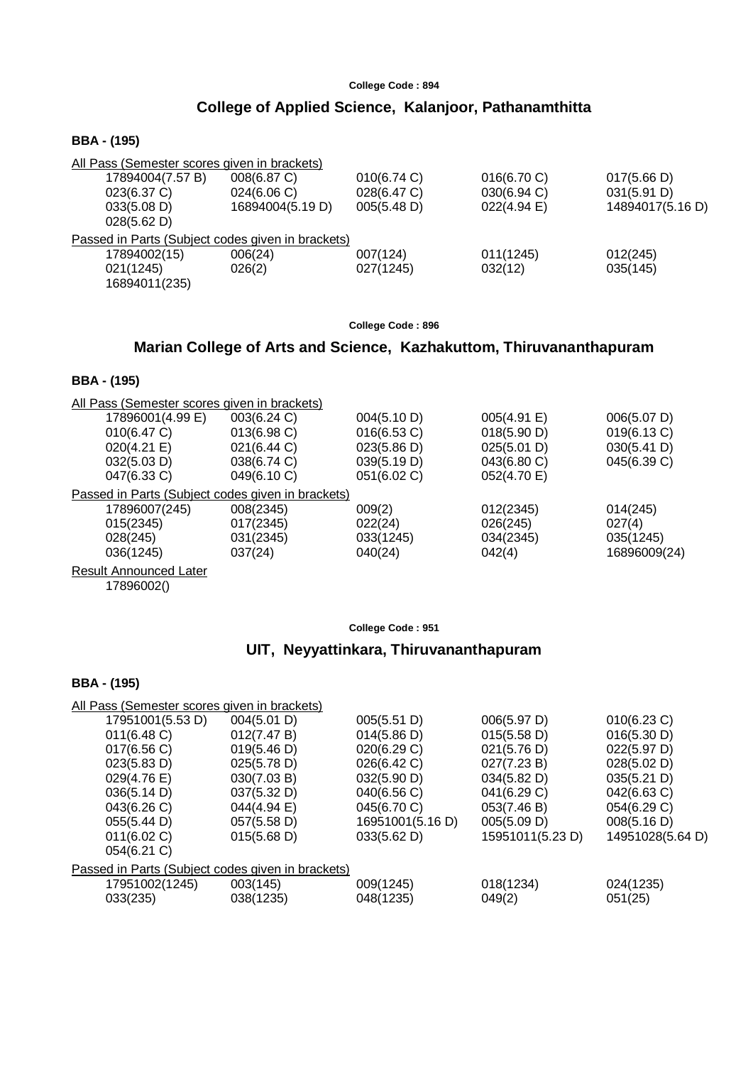College Code : 894

## College of Applied Science, Kalanjoor, Pathanamthitta

### BBA - (195)

All Pass (Semester scores given in brackets)

| | | | | |
|---|---|---|---|---|
| 17894004(7.57 B) | 008(6.87 C) | 010(6.74 C) | 016(6.70 C) | 017(5.66 D) |
| 023(6.37 C) | 024(6.06 C) | 028(6.47 C) | 030(6.94 C) | 031(5.91 D) |
| 033(5.08 D) | 16894004(5.19 D) | 005(5.48 D) | 022(4.94 E) | 14894017(5.16 D) |
| 028(5.62 D) | | | | |

Passed in Parts (Subject codes given in brackets)

| | | | | |
|---|---|---|---|---|
| 17894002(15) | 006(24) | 007(124) | 011(1245) | 012(245) |
| 021(1245) | 026(2) | 027(1245) | 032(12) | 035(145) |
| 16894011(235) | | | | |

College Code : 896

## Marian College of Arts and Science, Kazhakuttom, Thiruvananthapuram

### BBA - (195)

All Pass (Semester scores given in brackets)

| | | | | |
|---|---|---|---|---|
| 17896001(4.99 E) | 003(6.24 C) | 004(5.10 D) | 005(4.91 E) | 006(5.07 D) |
| 010(6.47 C) | 013(6.98 C) | 016(6.53 C) | 018(5.90 D) | 019(6.13 C) |
| 020(4.21 E) | 021(6.44 C) | 023(5.86 D) | 025(5.01 D) | 030(5.41 D) |
| 032(5.03 D) | 038(6.74 C) | 039(5.19 D) | 043(6.80 C) | 045(6.39 C) |
| 047(6.33 C) | 049(6.10 C) | 051(6.02 C) | 052(4.70 E) | |

Passed in Parts (Subject codes given in brackets)

| | | | | |
|---|---|---|---|---|
| 17896007(245) | 008(2345) | 009(2) | 012(2345) | 014(245) |
| 015(2345) | 017(2345) | 022(24) | 026(245) | 027(4) |
| 028(245) | 031(2345) | 033(1245) | 034(2345) | 035(1245) |
| 036(1245) | 037(24) | 040(24) | 042(4) | 16896009(24) |

Result Announced Later

17896002()

College Code : 951

## UIT, Neyyattinkara, Thiruvananthapuram

### BBA - (195)

All Pass (Semester scores given in brackets)

| | | | | |
|---|---|---|---|---|
| 17951001(5.53 D) | 004(5.01 D) | 005(5.51 D) | 006(5.97 D) | 010(6.23 C) |
| 011(6.48 C) | 012(7.47 B) | 014(5.86 D) | 015(5.58 D) | 016(5.30 D) |
| 017(6.56 C) | 019(5.46 D) | 020(6.29 C) | 021(5.76 D) | 022(5.97 D) |
| 023(5.83 D) | 025(5.78 D) | 026(6.42 C) | 027(7.23 B) | 028(5.02 D) |
| 029(4.76 E) | 030(7.03 B) | 032(5.90 D) | 034(5.82 D) | 035(5.21 D) |
| 036(5.14 D) | 037(5.32 D) | 040(6.56 C) | 041(6.29 C) | 042(6.63 C) |
| 043(6.26 C) | 044(4.94 E) | 045(6.70 C) | 053(7.46 B) | 054(6.29 C) |
| 055(5.44 D) | 057(5.58 D) | 16951001(5.16 D) | 005(5.09 D) | 008(5.16 D) |
| 011(6.02 C) | 015(5.68 D) | 033(5.62 D) | 15951011(5.23 D) | 14951028(5.64 D) |
| 054(6.21 C) | | | | |

Passed in Parts (Subject codes given in brackets)

| | | | | |
|---|---|---|---|---|
| 17951002(1245) | 003(145) | 009(1245) | 018(1234) | 024(1235) |
| 033(235) | 038(1235) | 048(1235) | 049(2) | 051(25) |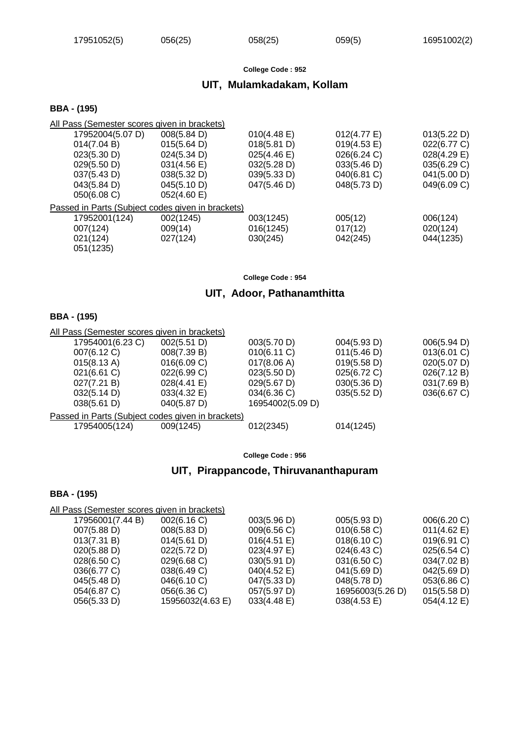| 17951052(5) | 056(25) | 058(25) | 059(5) | 16951002(2) |
|---|---|---|---|---|

**College Code : 952**

## UIT, Mulamkadakam, Kollam

### BBA - (195)

All Pass (Semester scores given in brackets)

| | | | | |
|---|---|---|---|---|
| 17952004(5.07 D) | 008(5.84 D) | 010(4.48 E) | 012(4.77 E) | 013(5.22 D) |
| 014(7.04 B) | 015(5.64 D) | 018(5.81 D) | 019(4.53 E) | 022(6.77 C) |
| 023(5.30 D) | 024(5.34 D) | 025(4.46 E) | 026(6.24 C) | 028(4.29 E) |
| 029(5.50 D) | 031(4.56 E) | 032(5.28 D) | 033(5.46 D) | 035(6.29 C) |
| 037(5.43 D) | 038(5.32 D) | 039(5.33 D) | 040(6.81 C) | 041(5.00 D) |
| 043(5.84 D) | 045(5.10 D) | 047(5.46 D) | 048(5.73 D) | 049(6.09 C) |
| 050(6.08 C) | 052(4.60 E) | | | |

Passed in Parts (Subject codes given in brackets)

| | | | | |
|---|---|---|---|---|
| 17952001(124) | 002(1245) | 003(1245) | 005(12) | 006(124) |
| 007(124) | 009(14) | 016(1245) | 017(12) | 020(124) |
| 021(124) | 027(124) | 030(245) | 042(245) | 044(1235) |
| 051(1235) | | | | |

**College Code : 954**

## UIT, Adoor, Pathanamthitta

### BBA - (195)

All Pass (Semester scores given in brackets)

| | | | | |
|---|---|---|---|---|
| 17954001(6.23 C) | 002(5.51 D) | 003(5.70 D) | 004(5.93 D) | 006(5.94 D) |
| 007(6.12 C) | 008(7.39 B) | 010(6.11 C) | 011(5.46 D) | 013(6.01 C) |
| 015(8.13 A) | 016(6.09 C) | 017(8.06 A) | 019(5.58 D) | 020(5.07 D) |
| 021(6.61 C) | 022(6.99 C) | 023(5.50 D) | 025(6.72 C) | 026(7.12 B) |
| 027(7.21 B) | 028(4.41 E) | 029(5.67 D) | 030(5.36 D) | 031(7.69 B) |
| 032(5.14 D) | 033(4.32 E) | 034(6.36 C) | 035(5.52 D) | 036(6.67 C) |
| 038(5.61 D) | 040(5.87 D) | 16954002(5.09 D) | | |

Passed in Parts (Subject codes given in brackets)

| | | | |
|---|---|---|---|
| 17954005(124) | 009(1245) | 012(2345) | 014(1245) |

**College Code : 956**

## UIT, Pirappancode, Thiruvananthapuram

### BBA - (195)

All Pass (Semester scores given in brackets)

| | | | | |
|---|---|---|---|---|
| 17956001(7.44 B) | 002(6.16 C) | 003(5.96 D) | 005(5.93 D) | 006(6.20 C) |
| 007(5.88 D) | 008(5.83 D) | 009(6.56 C) | 010(6.58 C) | 011(4.62 E) |
| 013(7.31 B) | 014(5.61 D) | 016(4.51 E) | 018(6.10 C) | 019(6.91 C) |
| 020(5.88 D) | 022(5.72 D) | 023(4.97 E) | 024(6.43 C) | 025(6.54 C) |
| 028(6.50 C) | 029(6.68 C) | 030(5.91 D) | 031(6.50 C) | 034(7.02 B) |
| 036(6.77 C) | 038(6.49 C) | 040(4.52 E) | 041(5.69 D) | 042(5.69 D) |
| 045(5.48 D) | 046(6.10 C) | 047(5.33 D) | 048(5.78 D) | 053(6.86 C) |
| 054(6.87 C) | 056(6.36 C) | 057(5.97 D) | 16956003(5.26 D) | 015(5.58 D) |
| 056(5.33 D) | 15956032(4.63 E) | 033(4.48 E) | 038(4.53 E) | 054(4.12 E) |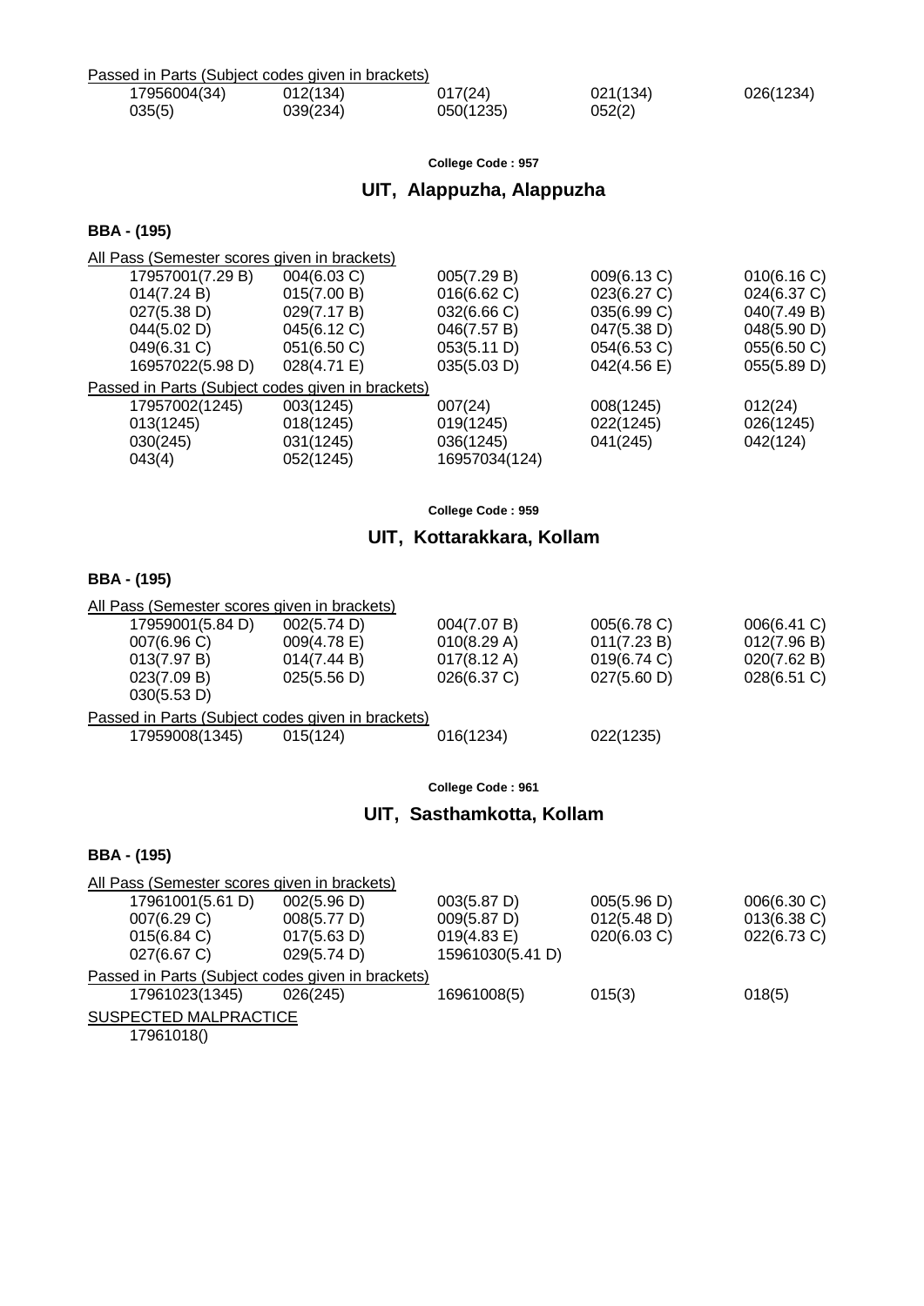Passed in Parts (Subject codes given in brackets)

| | | | | |
|---|---|---|---|---|
| 17956004(34) | 012(134) | 017(24) | 021(134) | 026(1234) |
| 035(5) | 039(234) | 050(1235) | 052(2) | |

**College Code : 957**

## UIT, Alappuzha, Alappuzha

### BBA - (195)

All Pass (Semester scores given in brackets)

| | | | | |
|---|---|---|---|---|
| 17957001(7.29 B) | 004(6.03 C) | 005(7.29 B) | 009(6.13 C) | 010(6.16 C) |
| 014(7.24 B) | 015(7.00 B) | 016(6.62 C) | 023(6.27 C) | 024(6.37 C) |
| 027(5.38 D) | 029(7.17 B) | 032(6.66 C) | 035(6.99 C) | 040(7.49 B) |
| 044(5.02 D) | 045(6.12 C) | 046(7.57 B) | 047(5.38 D) | 048(5.90 D) |
| 049(6.31 C) | 051(6.50 C) | 053(5.11 D) | 054(6.53 C) | 055(6.50 C) |
| 16957022(5.98 D) | 028(4.71 E) | 035(5.03 D) | 042(4.56 E) | 055(5.89 D) |

Passed in Parts (Subject codes given in brackets)

| | | | | |
|---|---|---|---|---|
| 17957002(1245) | 003(1245) | 007(24) | 008(1245) | 012(24) |
| 013(1245) | 018(1245) | 019(1245) | 022(1245) | 026(1245) |
| 030(245) | 031(1245) | 036(1245) | 041(245) | 042(124) |
| 043(4) | 052(1245) | 16957034(124) | | |

**College Code : 959**

## UIT, Kottarakkara, Kollam

### BBA - (195)

All Pass (Semester scores given in brackets)

| | | | | |
|---|---|---|---|---|
| 17959001(5.84 D) | 002(5.74 D) | 004(7.07 B) | 005(6.78 C) | 006(6.41 C) |
| 007(6.96 C) | 009(4.78 E) | 010(8.29 A) | 011(7.23 B) | 012(7.96 B) |
| 013(7.97 B) | 014(7.44 B) | 017(8.12 A) | 019(6.74 C) | 020(7.62 B) |
| 023(7.09 B) | 025(5.56 D) | 026(6.37 C) | 027(5.60 D) | 028(6.51 C) |
| 030(5.53 D) | | | | |

Passed in Parts (Subject codes given in brackets)

| | | | |
|---|---|---|---|
| 17959008(1345) | 015(124) | 016(1234) | 022(1235) |

**College Code : 961**

## UIT, Sasthamkotta, Kollam

### BBA - (195)

All Pass (Semester scores given in brackets)

| | | | | |
|---|---|---|---|---|
| 17961001(5.61 D) | 002(5.96 D) | 003(5.87 D) | 005(5.96 D) | 006(6.30 C) |
| 007(6.29 C) | 008(5.77 D) | 009(5.87 D) | 012(5.48 D) | 013(6.38 C) |
| 015(6.84 C) | 017(5.63 D) | 019(4.83 E) | 020(6.03 C) | 022(6.73 C) |
| 027(6.67 C) | 029(5.74 D) | 15961030(5.41 D) | | |

Passed in Parts (Subject codes given in brackets)

| | | | | |
|---|---|---|---|---|
| 17961023(1345) | 026(245) | 16961008(5) | 015(3) | 018(5) |

SUSPECTED MALPRACTICE

17961018()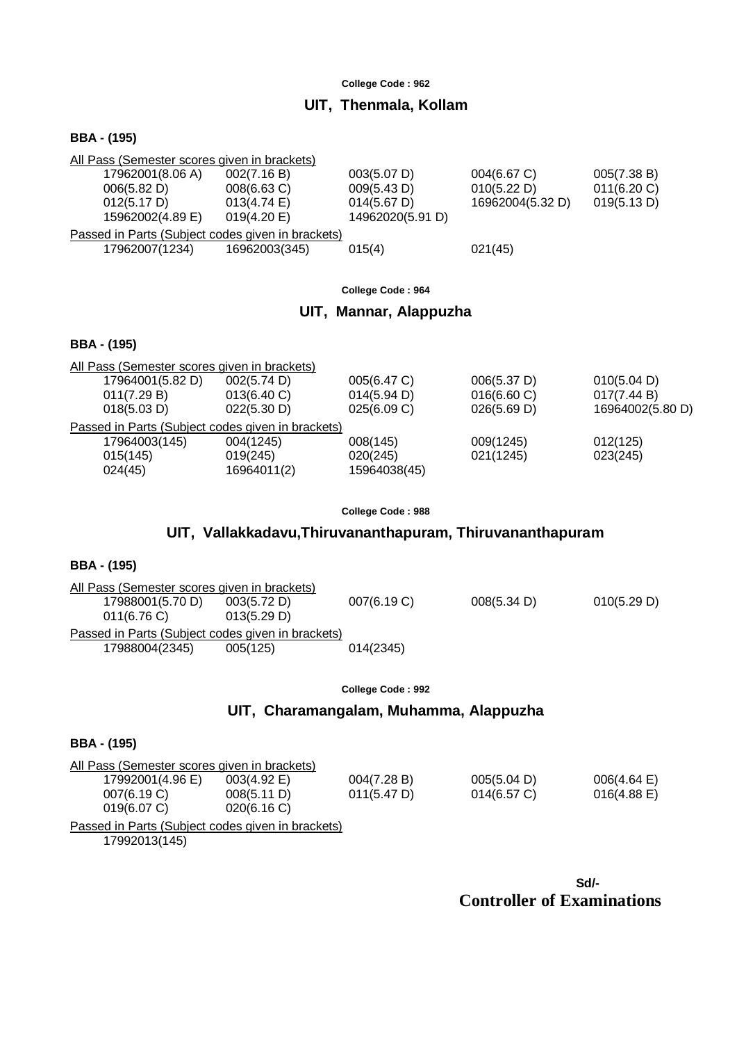College Code : 962

## UIT, Thenmala, Kollam

**BBA - (195)**

All Pass (Semester scores given in brackets)

| | | | | |
|---|---|---|---|---|
| 17962001(8.06 A) | 002(7.16 B) | 003(5.07 D) | 004(6.67 C) | 005(7.38 B) |
| 006(5.82 D) | 008(6.63 C) | 009(5.43 D) | 010(5.22 D) | 011(6.20 C) |
| 012(5.17 D) | 013(4.74 E) | 014(5.67 D) | 16962004(5.32 D) | 019(5.13 D) |
| 15962002(4.89 E) | 019(4.20 E) | 14962020(5.91 D) | | |

Passed in Parts (Subject codes given in brackets)

| | | | |
|---|---|---|---|
| 17962007(1234) | 16962003(345) | 015(4) | 021(45) |

College Code : 964

## UIT, Mannar, Alappuzha

**BBA - (195)**

All Pass (Semester scores given in brackets)

| | | | | |
|---|---|---|---|---|
| 17964001(5.82 D) | 002(5.74 D) | 005(6.47 C) | 006(5.37 D) | 010(5.04 D) |
| 011(7.29 B) | 013(6.40 C) | 014(5.94 D) | 016(6.60 C) | 017(7.44 B) |
| 018(5.03 D) | 022(5.30 D) | 025(6.09 C) | 026(5.69 D) | 16964002(5.80 D) |

Passed in Parts (Subject codes given in brackets)

| | | | | |
|---|---|---|---|---|
| 17964003(145) | 004(1245) | 008(145) | 009(1245) | 012(125) |
| 015(145) | 019(245) | 020(245) | 021(1245) | 023(245) |
| 024(45) | 16964011(2) | 15964038(45) | | |

College Code : 988

## UIT, Vallakkadavu,Thiruvananthapuram, Thiruvananthapuram

**BBA - (195)**

All Pass (Semester scores given in brackets)

| | | | | |
|---|---|---|---|---|
| 17988001(5.70 D) | 003(5.72 D) | 007(6.19 C) | 008(5.34 D) | 010(5.29 D) |
| 011(6.76 C) | 013(5.29 D) | | | |

Passed in Parts (Subject codes given in brackets)

| | | |
|---|---|---|
| 17988004(2345) | 005(125) | 014(2345) |

College Code : 992

## UIT, Charamangalam, Muhamma, Alappuzha

**BBA - (195)**

All Pass (Semester scores given in brackets)

| | | | | |
|---|---|---|---|---|
| 17992001(4.96 E) | 003(4.92 E) | 004(7.28 B) | 005(5.04 D) | 006(4.64 E) |
| 007(6.19 C) | 008(5.11 D) | 011(5.47 D) | 014(6.57 C) | 016(4.88 E) |
| 019(6.07 C) | 020(6.16 C) | | | |

Passed in Parts (Subject codes given in brackets)

17992013(145)

Sd/-

**Controller of Examinations**